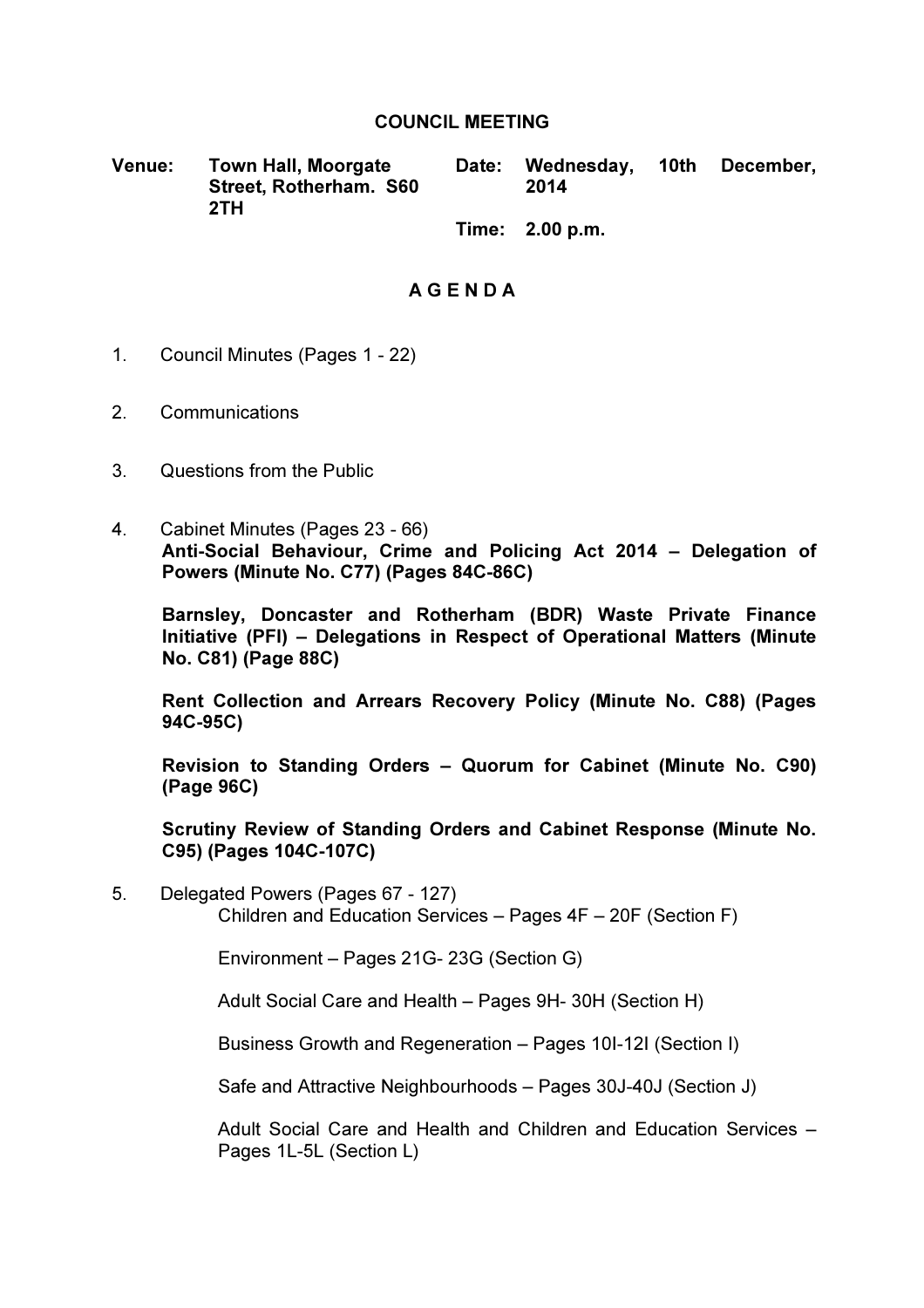# COUNCIL MEETING

**Venue:** Town Hall, Moorgate Street, Rotherham. S60 2TH

**Date:** Wednesday, 10th December, 2014

**Time:** 2.00 p.m.

## A G E N D A

1. Council Minutes (Pages 1 - 22)

2. Communications

3. Questions from the Public

4. Cabinet Minutes (Pages 23 - 66)

   **Anti-Social Behaviour, Crime and Policing Act 2014 – Delegation of Powers (Minute No. C77) (Pages 84C-86C)**

   **Barnsley, Doncaster and Rotherham (BDR) Waste Private Finance Initiative (PFI) – Delegations in Respect of Operational Matters (Minute No. C81) (Page 88C)**

   **Rent Collection and Arrears Recovery Policy (Minute No. C88) (Pages 94C-95C)**

   **Revision to Standing Orders – Quorum for Cabinet (Minute No. C90) (Page 96C)**

   **Scrutiny Review of Standing Orders and Cabinet Response (Minute No. C95) (Pages 104C-107C)**

5. Delegated Powers (Pages 67 - 127)

   Children and Education Services – Pages 4F – 20F (Section F)

   Environment – Pages 21G- 23G (Section G)

   Adult Social Care and Health – Pages 9H- 30H (Section H)

   Business Growth and Regeneration – Pages 10I-12I (Section I)

   Safe and Attractive Neighbourhoods – Pages 30J-40J (Section J)

   Adult Social Care and Health and Children and Education Services – Pages 1L-5L (Section L)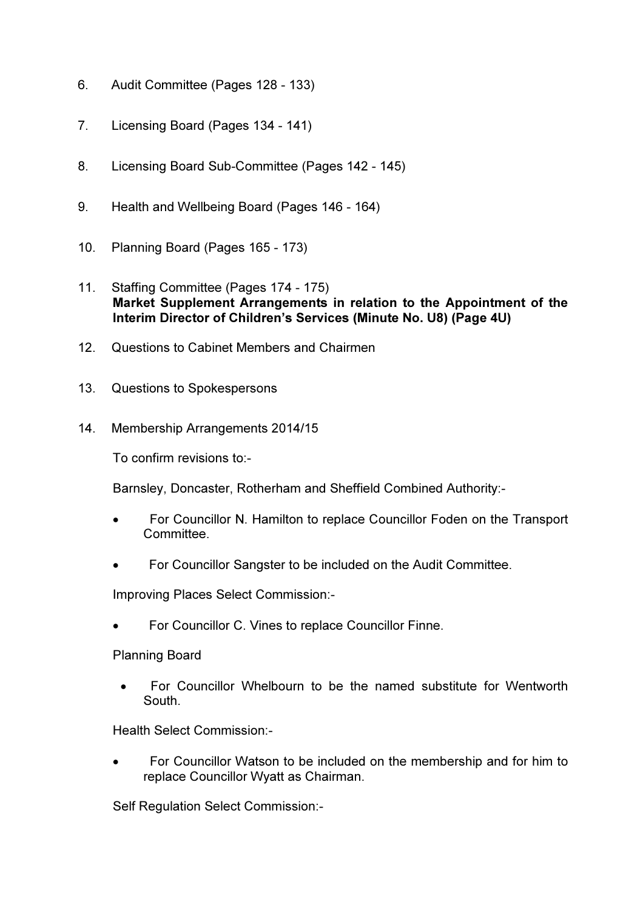6. Audit Committee (Pages 128 - 133)

7. Licensing Board (Pages 134 - 141)

8. Licensing Board Sub-Committee (Pages 142 - 145)

9. Health and Wellbeing Board (Pages 146 - 164)

10. Planning Board (Pages 165 - 173)

11. Staffing Committee (Pages 174 - 175)
    **Market Supplement Arrangements in relation to the Appointment of the Interim Director of Children's Services (Minute No. U8) (Page 4U)**

12. Questions to Cabinet Members and Chairmen

13. Questions to Spokespersons

14. Membership Arrangements 2014/15

    To confirm revisions to:-

    Barnsley, Doncaster, Rotherham and Sheffield Combined Authority:-

    - For Councillor N. Hamilton to replace Councillor Foden on the Transport Committee.

    - For Councillor Sangster to be included on the Audit Committee.

    Improving Places Select Commission:-

    - For Councillor C. Vines to replace Councillor Finne.

    Planning Board

    - For Councillor Whelbourn to be the named substitute for Wentworth South.

    Health Select Commission:-

    - For Councillor Watson to be included on the membership and for him to replace Councillor Wyatt as Chairman.

    Self Regulation Select Commission:-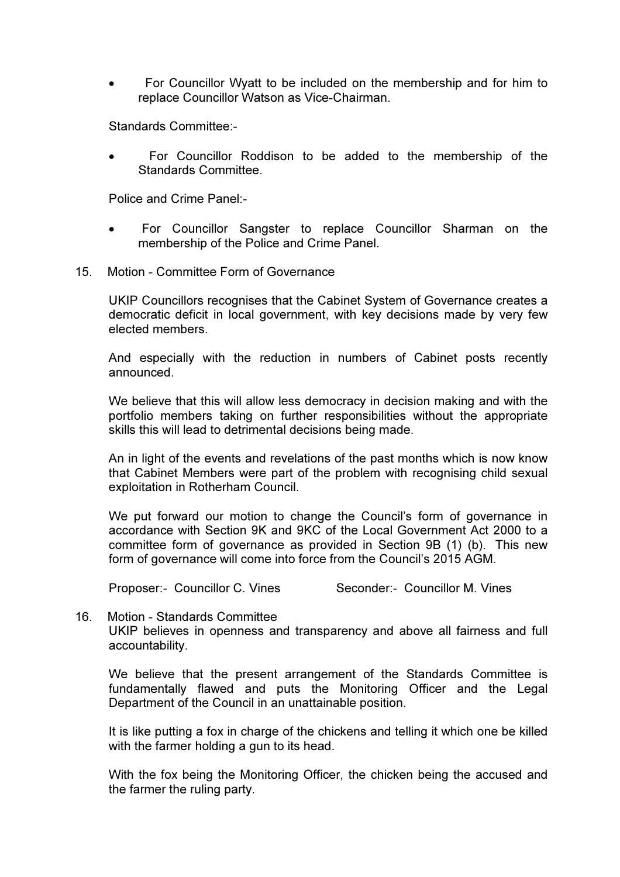- For Councillor Wyatt to be included on the membership and for him to replace Councillor Watson as Vice-Chairman.

Standards Committee:-

- For Councillor Roddison to be added to the membership of the Standards Committee.

Police and Crime Panel:-

- For Councillor Sangster to replace Councillor Sharman on the membership of the Police and Crime Panel.

15. Motion - Committee Form of Governance

UKIP Councillors recognises that the Cabinet System of Governance creates a democratic deficit in local government, with key decisions made by very few elected members.

And especially with the reduction in numbers of Cabinet posts recently announced.

We believe that this will allow less democracy in decision making and with the portfolio members taking on further responsibilities without the appropriate skills this will lead to detrimental decisions being made.

An in light of the events and revelations of the past months which is now know that Cabinet Members were part of the problem with recognising child sexual exploitation in Rotherham Council.

We put forward our motion to change the Council's form of governance in accordance with Section 9K and 9KC of the Local Government Act 2000 to a committee form of governance as provided in Section 9B (1) (b). This new form of governance will come into force from the Council's 2015 AGM.

Proposer:- Councillor C. Vines Seconder:- Councillor M. Vines

16. Motion - Standards Committee

UKIP believes in openness and transparency and above all fairness and full accountability.

We believe that the present arrangement of the Standards Committee is fundamentally flawed and puts the Monitoring Officer and the Legal Department of the Council in an unattainable position.

It is like putting a fox in charge of the chickens and telling it which one be killed with the farmer holding a gun to its head.

With the fox being the Monitoring Officer, the chicken being the accused and the farmer the ruling party.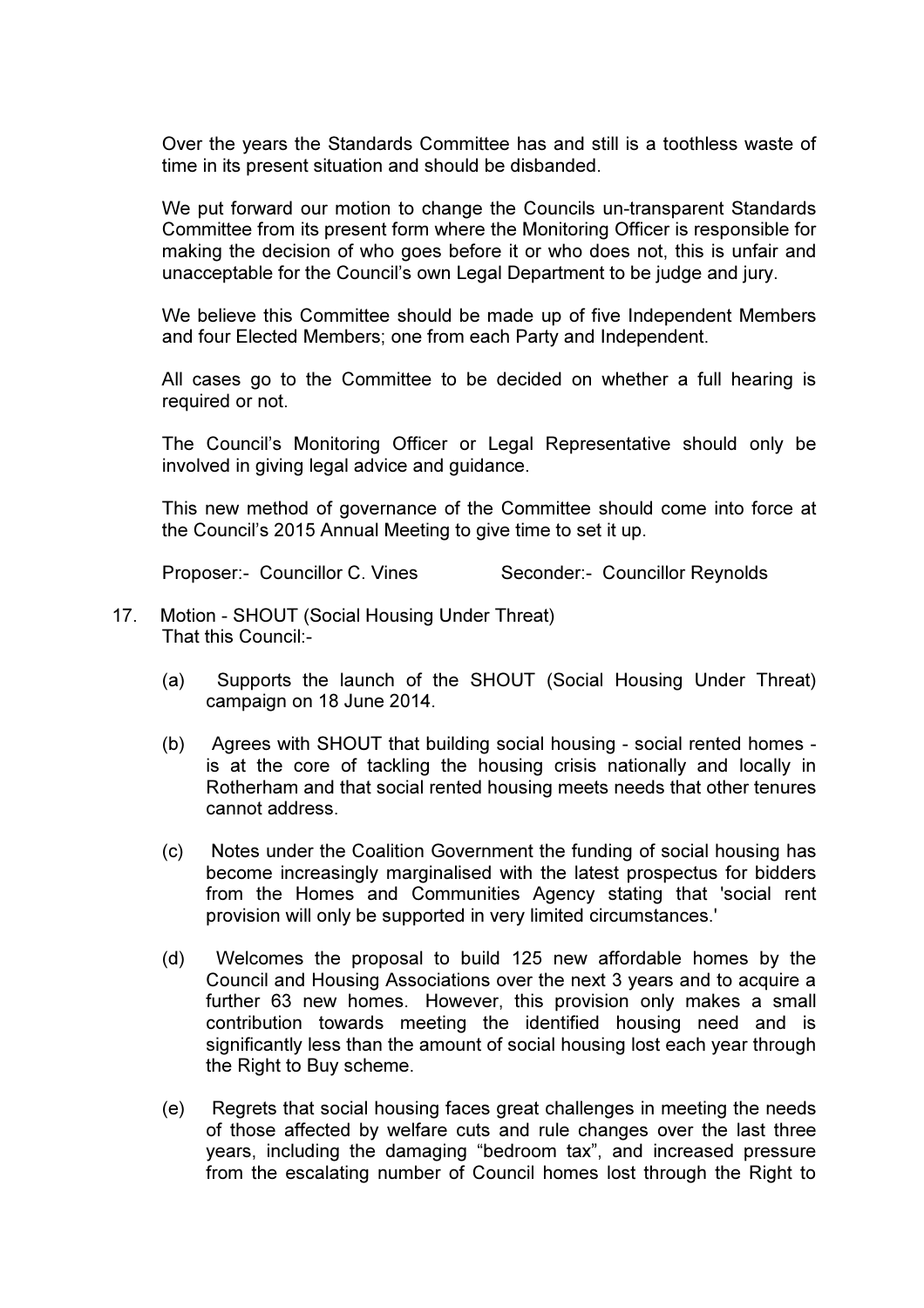Over the years the Standards Committee has and still is a toothless waste of time in its present situation and should be disbanded.

We put forward our motion to change the Councils un-transparent Standards Committee from its present form where the Monitoring Officer is responsible for making the decision of who goes before it or who does not, this is unfair and unacceptable for the Council's own Legal Department to be judge and jury.

We believe this Committee should be made up of five Independent Members and four Elected Members; one from each Party and Independent.

All cases go to the Committee to be decided on whether a full hearing is required or not.

The Council's Monitoring Officer or Legal Representative should only be involved in giving legal advice and guidance.

This new method of governance of the Committee should come into force at the Council's 2015 Annual Meeting to give time to set it up.

Proposer:- Councillor C. Vines Seconder:- Councillor Reynolds

17. Motion - SHOUT (Social Housing Under Threat)
That this Council:-

(a) Supports the launch of the SHOUT (Social Housing Under Threat) campaign on 18 June 2014.

(b) Agrees with SHOUT that building social housing - social rented homes - is at the core of tackling the housing crisis nationally and locally in Rotherham and that social rented housing meets needs that other tenures cannot address.

(c) Notes under the Coalition Government the funding of social housing has become increasingly marginalised with the latest prospectus for bidders from the Homes and Communities Agency stating that 'social rent provision will only be supported in very limited circumstances.'

(d) Welcomes the proposal to build 125 new affordable homes by the Council and Housing Associations over the next 3 years and to acquire a further 63 new homes. However, this provision only makes a small contribution towards meeting the identified housing need and is significantly less than the amount of social housing lost each year through the Right to Buy scheme.

(e) Regrets that social housing faces great challenges in meeting the needs of those affected by welfare cuts and rule changes over the last three years, including the damaging "bedroom tax", and increased pressure from the escalating number of Council homes lost through the Right to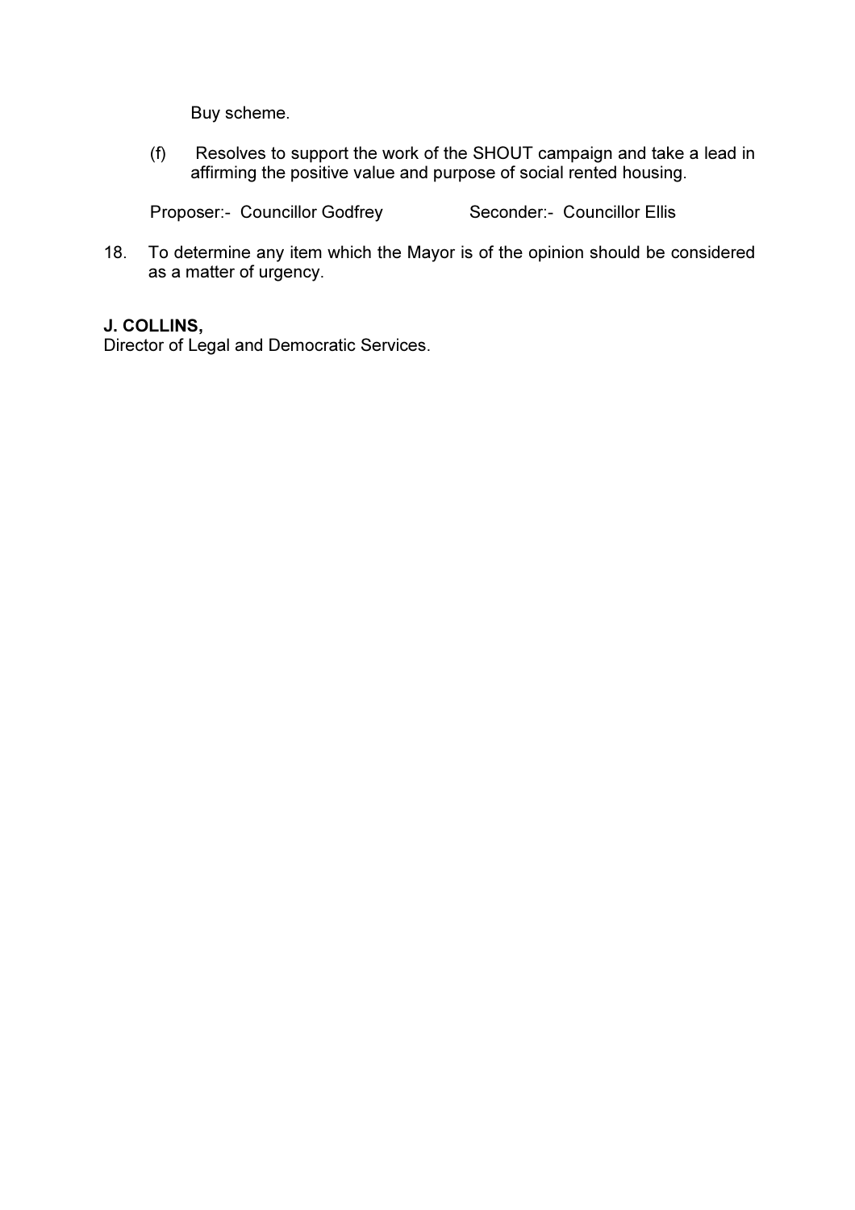Buy scheme.

(f) Resolves to support the work of the SHOUT campaign and take a lead in affirming the positive value and purpose of social rented housing.

Proposer:- Councillor Godfrey Seconder:- Councillor Ellis

18. To determine any item which the Mayor is of the opinion should be considered as a matter of urgency.

**J. COLLINS,**
Director of Legal and Democratic Services.